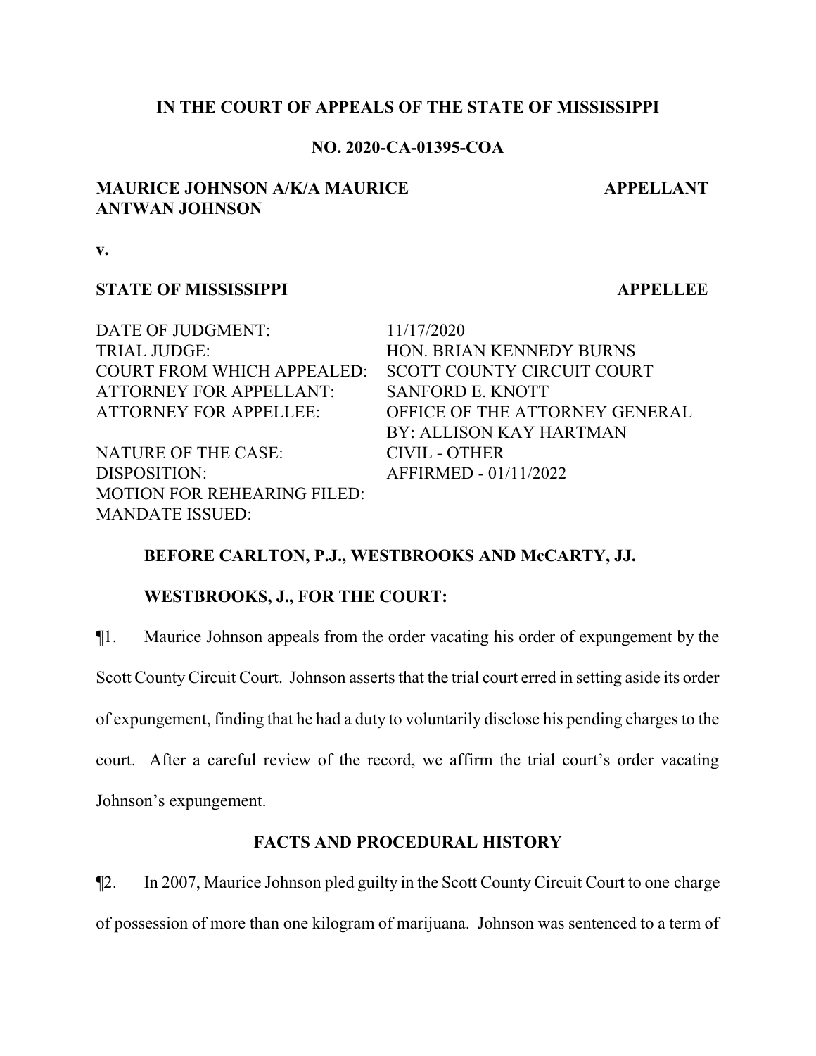**IN THE COURT OF APPEALS OF THE STATE OF MISSISSIPPI**

**NO. 2020-CA-01395-COA**

**MAURICE JOHNSON A/K/A MAURICE ANTWAN JOHNSON** — **APPELLANT**

**v.**

**STATE OF MISSISSIPPI** — **APPELLEE**

| | |
|---|---|
| DATE OF JUDGMENT: | 11/17/2020 |
| TRIAL JUDGE: | HON. BRIAN KENNEDY BURNS |
| COURT FROM WHICH APPEALED: | SCOTT COUNTY CIRCUIT COURT |
| ATTORNEY FOR APPELLANT: | SANFORD E. KNOTT |
| ATTORNEY FOR APPELLEE: | OFFICE OF THE ATTORNEY GENERAL<br>BY: ALLISON KAY HARTMAN |
| NATURE OF THE CASE: | CIVIL - OTHER |
| DISPOSITION: | AFFIRMED - 01/11/2022 |
| MOTION FOR REHEARING FILED: | |
| MANDATE ISSUED: | |

**BEFORE CARLTON, P.J., WESTBROOKS AND McCARTY, JJ.**

**WESTBROOKS, J., FOR THE COURT:**

¶1. Maurice Johnson appeals from the order vacating his order of expungement by the Scott County Circuit Court. Johnson asserts that the trial court erred in setting aside its order of expungement, finding that he had a duty to voluntarily disclose his pending charges to the court. After a careful review of the record, we affirm the trial court's order vacating Johnson's expungement.

## FACTS AND PROCEDURAL HISTORY

¶2. In 2007, Maurice Johnson pled guilty in the Scott County Circuit Court to one charge of possession of more than one kilogram of marijuana. Johnson was sentenced to a term of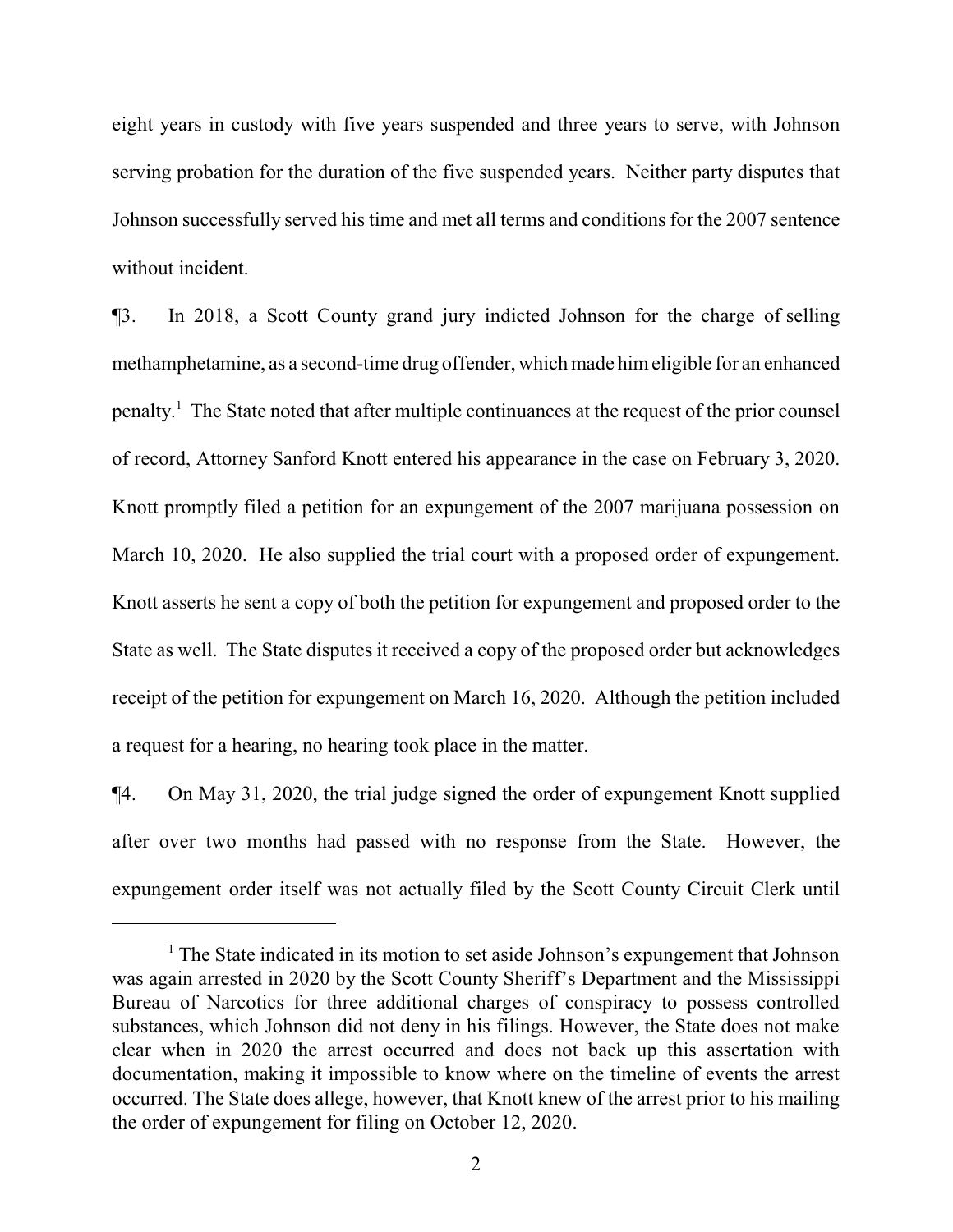eight years in custody with five years suspended and three years to serve, with Johnson serving probation for the duration of the five suspended years. Neither party disputes that Johnson successfully served his time and met all terms and conditions for the 2007 sentence without incident.

¶3. In 2018, a Scott County grand jury indicted Johnson for the charge of selling methamphetamine, as a second-time drug offender, which made him eligible for an enhanced penalty.[1] The State noted that after multiple continuances at the request of the prior counsel of record, Attorney Sanford Knott entered his appearance in the case on February 3, 2020. Knott promptly filed a petition for an expungement of the 2007 marijuana possession on March 10, 2020. He also supplied the trial court with a proposed order of expungement. Knott asserts he sent a copy of both the petition for expungement and proposed order to the State as well. The State disputes it received a copy of the proposed order but acknowledges receipt of the petition for expungement on March 16, 2020. Although the petition included a request for a hearing, no hearing took place in the matter.

¶4. On May 31, 2020, the trial judge signed the order of expungement Knott supplied after over two months had passed with no response from the State. However, the expungement order itself was not actually filed by the Scott County Circuit Clerk until

[1] The State indicated in its motion to set aside Johnson's expungement that Johnson was again arrested in 2020 by the Scott County Sheriff's Department and the Mississippi Bureau of Narcotics for three additional charges of conspiracy to possess controlled substances, which Johnson did not deny in his filings. However, the State does not make clear when in 2020 the arrest occurred and does not back up this assertion with documentation, making it impossible to know where on the timeline of events the arrest occurred. The State does allege, however, that Knott knew of the arrest prior to his mailing the order of expungement for filing on October 12, 2020.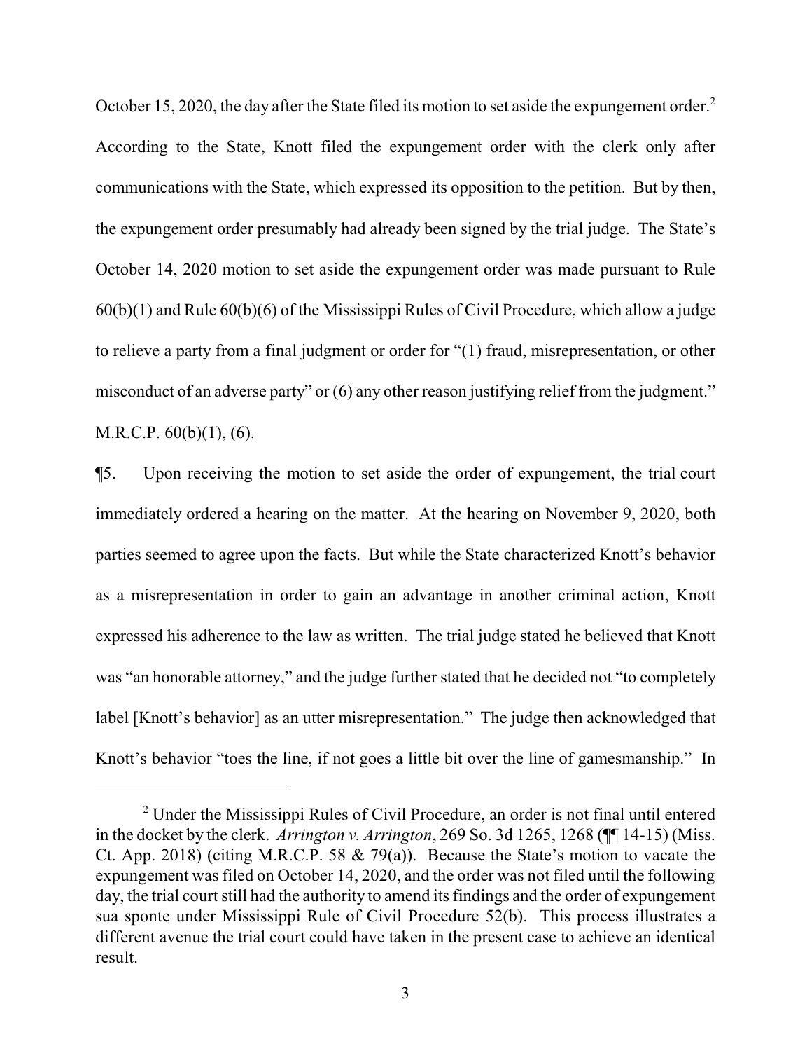October 15, 2020, the day after the State filed its motion to set aside the expungement order.[2] According to the State, Knott filed the expungement order with the clerk only after communications with the State, which expressed its opposition to the petition. But by then, the expungement order presumably had already been signed by the trial judge. The State's October 14, 2020 motion to set aside the expungement order was made pursuant to Rule 60(b)(1) and Rule 60(b)(6) of the Mississippi Rules of Civil Procedure, which allow a judge to relieve a party from a final judgment or order for "(1) fraud, misrepresentation, or other misconduct of an adverse party" or (6) any other reason justifying relief from the judgment." M.R.C.P. 60(b)(1), (6).

¶5. Upon receiving the motion to set aside the order of expungement, the trial court immediately ordered a hearing on the matter. At the hearing on November 9, 2020, both parties seemed to agree upon the facts. But while the State characterized Knott's behavior as a misrepresentation in order to gain an advantage in another criminal action, Knott expressed his adherence to the law as written. The trial judge stated he believed that Knott was "an honorable attorney," and the judge further stated that he decided not "to completely label [Knott's behavior] as an utter misrepresentation." The judge then acknowledged that Knott's behavior "toes the line, if not goes a little bit over the line of gamesmanship." In

---

[2] Under the Mississippi Rules of Civil Procedure, an order is not final until entered in the docket by the clerk. *Arrington v. Arrington*, 269 So. 3d 1265, 1268 (¶¶ 14-15) (Miss. Ct. App. 2018) (citing M.R.C.P. 58 & 79(a)). Because the State's motion to vacate the expungement was filed on October 14, 2020, and the order was not filed until the following day, the trial court still had the authority to amend its findings and the order of expungement sua sponte under Mississippi Rule of Civil Procedure 52(b). This process illustrates a different avenue the trial court could have taken in the present case to achieve an identical result.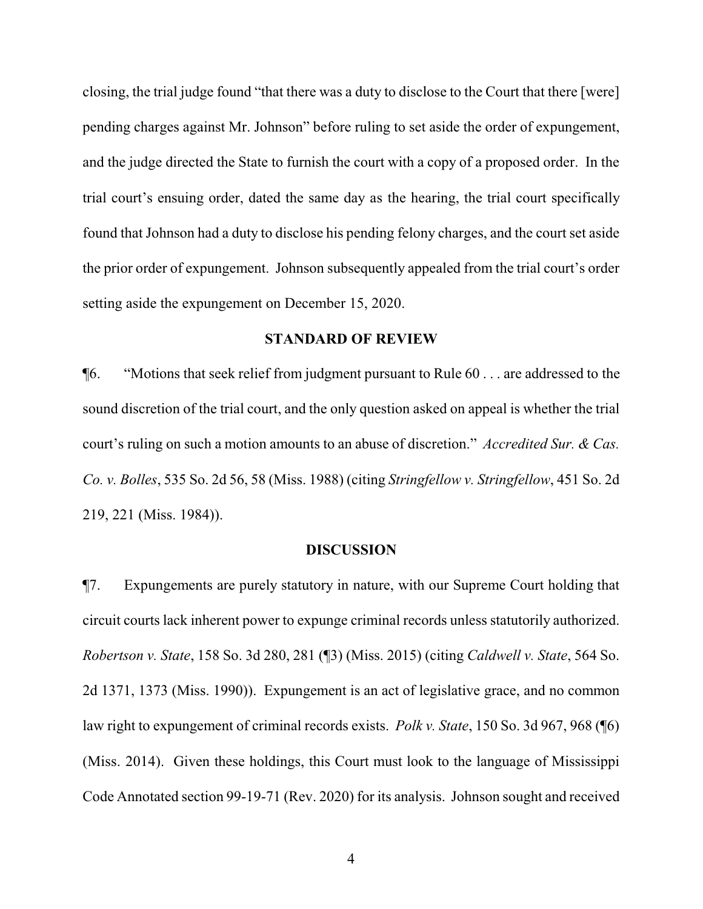closing, the trial judge found "that there was a duty to disclose to the Court that there [were] pending charges against Mr. Johnson" before ruling to set aside the order of expungement, and the judge directed the State to furnish the court with a copy of a proposed order. In the trial court's ensuing order, dated the same day as the hearing, the trial court specifically found that Johnson had a duty to disclose his pending felony charges, and the court set aside the prior order of expungement. Johnson subsequently appealed from the trial court's order setting aside the expungement on December 15, 2020.

## STANDARD OF REVIEW

¶6. "Motions that seek relief from judgment pursuant to Rule 60 . . . are addressed to the sound discretion of the trial court, and the only question asked on appeal is whether the trial court's ruling on such a motion amounts to an abuse of discretion." *Accredited Sur. & Cas. Co. v. Bolles*, 535 So. 2d 56, 58 (Miss. 1988) (citing *Stringfellow v. Stringfellow*, 451 So. 2d 219, 221 (Miss. 1984)).

## DISCUSSION

¶7. Expungements are purely statutory in nature, with our Supreme Court holding that circuit courts lack inherent power to expunge criminal records unless statutorily authorized. *Robertson v. State*, 158 So. 3d 280, 281 (¶3) (Miss. 2015) (citing *Caldwell v. State*, 564 So. 2d 1371, 1373 (Miss. 1990)). Expungement is an act of legislative grace, and no common law right to expungement of criminal records exists. *Polk v. State*, 150 So. 3d 967, 968 (¶6) (Miss. 2014). Given these holdings, this Court must look to the language of Mississippi Code Annotated section 99-19-71 (Rev. 2020) for its analysis. Johnson sought and received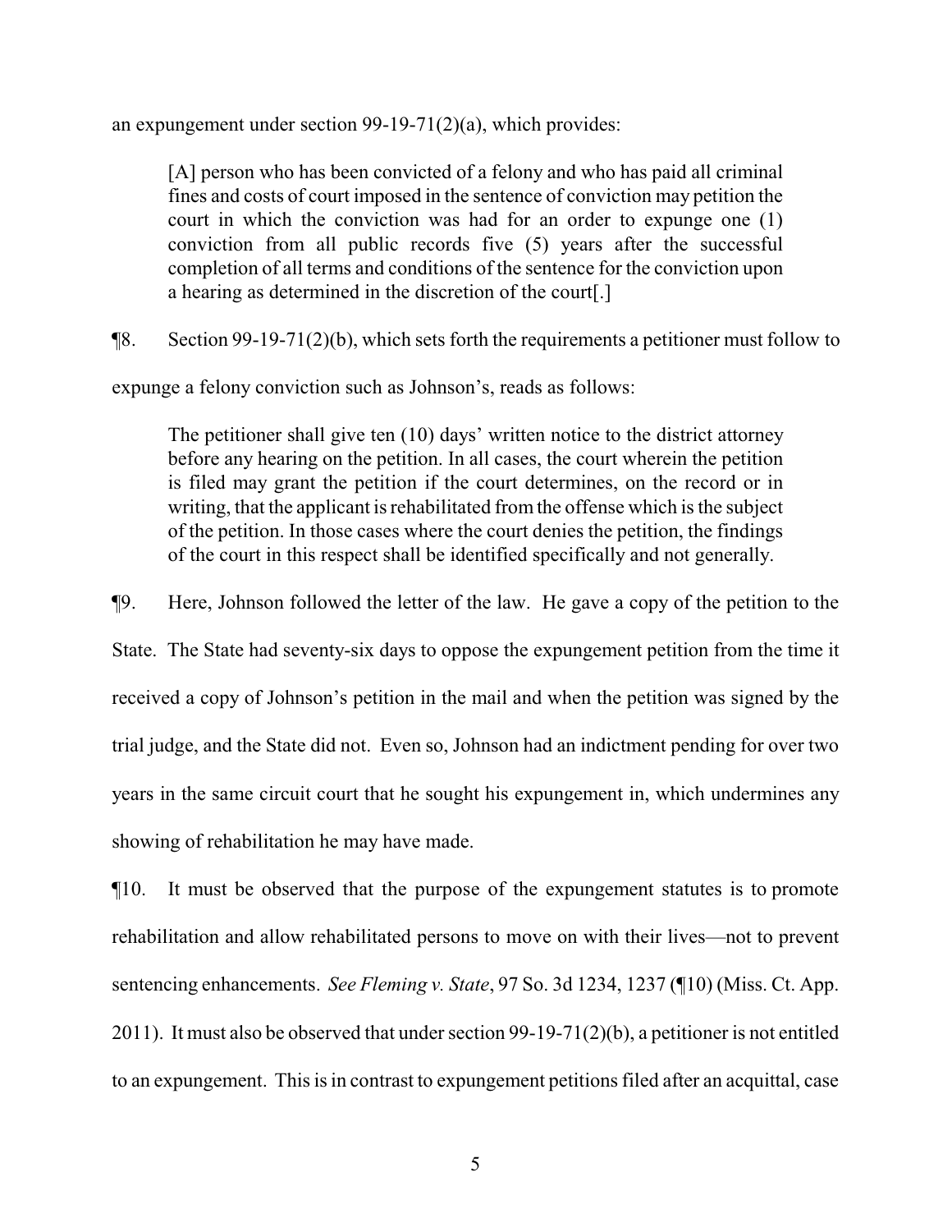an expungement under section 99-19-71(2)(a), which provides:

> [A] person who has been convicted of a felony and who has paid all criminal fines and costs of court imposed in the sentence of conviction may petition the court in which the conviction was had for an order to expunge one (1) conviction from all public records five (5) years after the successful completion of all terms and conditions of the sentence for the conviction upon a hearing as determined in the discretion of the court[.]

¶8. Section 99-19-71(2)(b), which sets forth the requirements a petitioner must follow to expunge a felony conviction such as Johnson's, reads as follows:

> The petitioner shall give ten (10) days' written notice to the district attorney before any hearing on the petition. In all cases, the court wherein the petition is filed may grant the petition if the court determines, on the record or in writing, that the applicant is rehabilitated from the offense which is the subject of the petition. In those cases where the court denies the petition, the findings of the court in this respect shall be identified specifically and not generally.

¶9. Here, Johnson followed the letter of the law. He gave a copy of the petition to the State. The State had seventy-six days to oppose the expungement petition from the time it received a copy of Johnson's petition in the mail and when the petition was signed by the trial judge, and the State did not. Even so, Johnson had an indictment pending for over two years in the same circuit court that he sought his expungement in, which undermines any showing of rehabilitation he may have made.

¶10. It must be observed that the purpose of the expungement statutes is to promote rehabilitation and allow rehabilitated persons to move on with their lives—not to prevent sentencing enhancements. *See Fleming v. State*, 97 So. 3d 1234, 1237 (¶10) (Miss. Ct. App. 2011). It must also be observed that under section 99-19-71(2)(b), a petitioner is not entitled to an expungement. This is in contrast to expungement petitions filed after an acquittal, case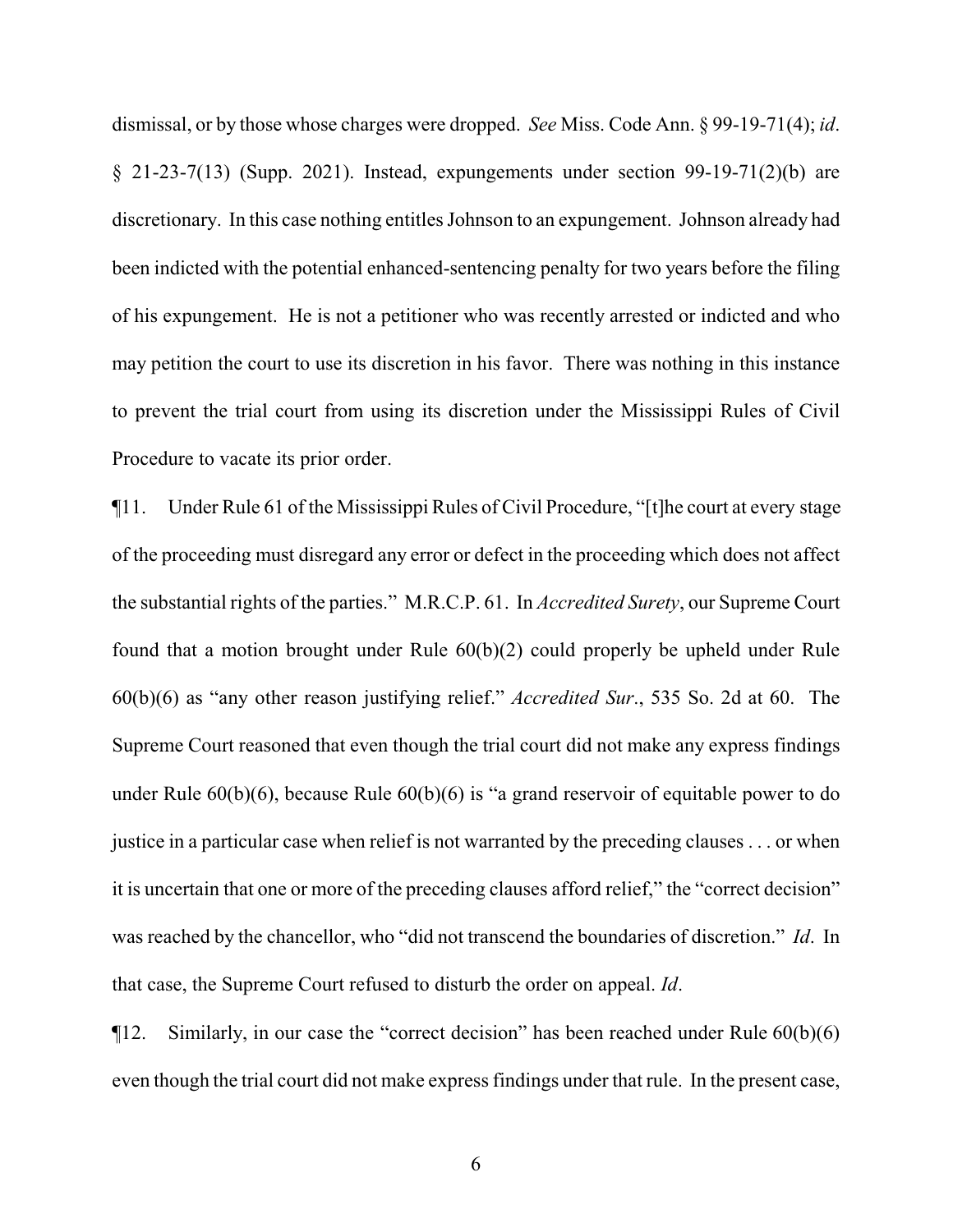dismissal, or by those whose charges were dropped. *See* Miss. Code Ann. § 99-19-71(4); *id*. § 21-23-7(13) (Supp. 2021). Instead, expungements under section 99-19-71(2)(b) are discretionary. In this case nothing entitles Johnson to an expungement. Johnson already had been indicted with the potential enhanced-sentencing penalty for two years before the filing of his expungement. He is not a petitioner who was recently arrested or indicted and who may petition the court to use its discretion in his favor. There was nothing in this instance to prevent the trial court from using its discretion under the Mississippi Rules of Civil Procedure to vacate its prior order.

¶11. Under Rule 61 of the Mississippi Rules of Civil Procedure, "[t]he court at every stage of the proceeding must disregard any error or defect in the proceeding which does not affect the substantial rights of the parties." M.R.C.P. 61. In *Accredited Surety*, our Supreme Court found that a motion brought under Rule 60(b)(2) could properly be upheld under Rule 60(b)(6) as "any other reason justifying relief." *Accredited Sur*., 535 So. 2d at 60. The Supreme Court reasoned that even though the trial court did not make any express findings under Rule 60(b)(6), because Rule 60(b)(6) is "a grand reservoir of equitable power to do justice in a particular case when relief is not warranted by the preceding clauses . . . or when it is uncertain that one or more of the preceding clauses afford relief," the "correct decision" was reached by the chancellor, who "did not transcend the boundaries of discretion." *Id*. In that case, the Supreme Court refused to disturb the order on appeal. *Id*.

¶12. Similarly, in our case the "correct decision" has been reached under Rule 60(b)(6) even though the trial court did not make express findings under that rule. In the present case,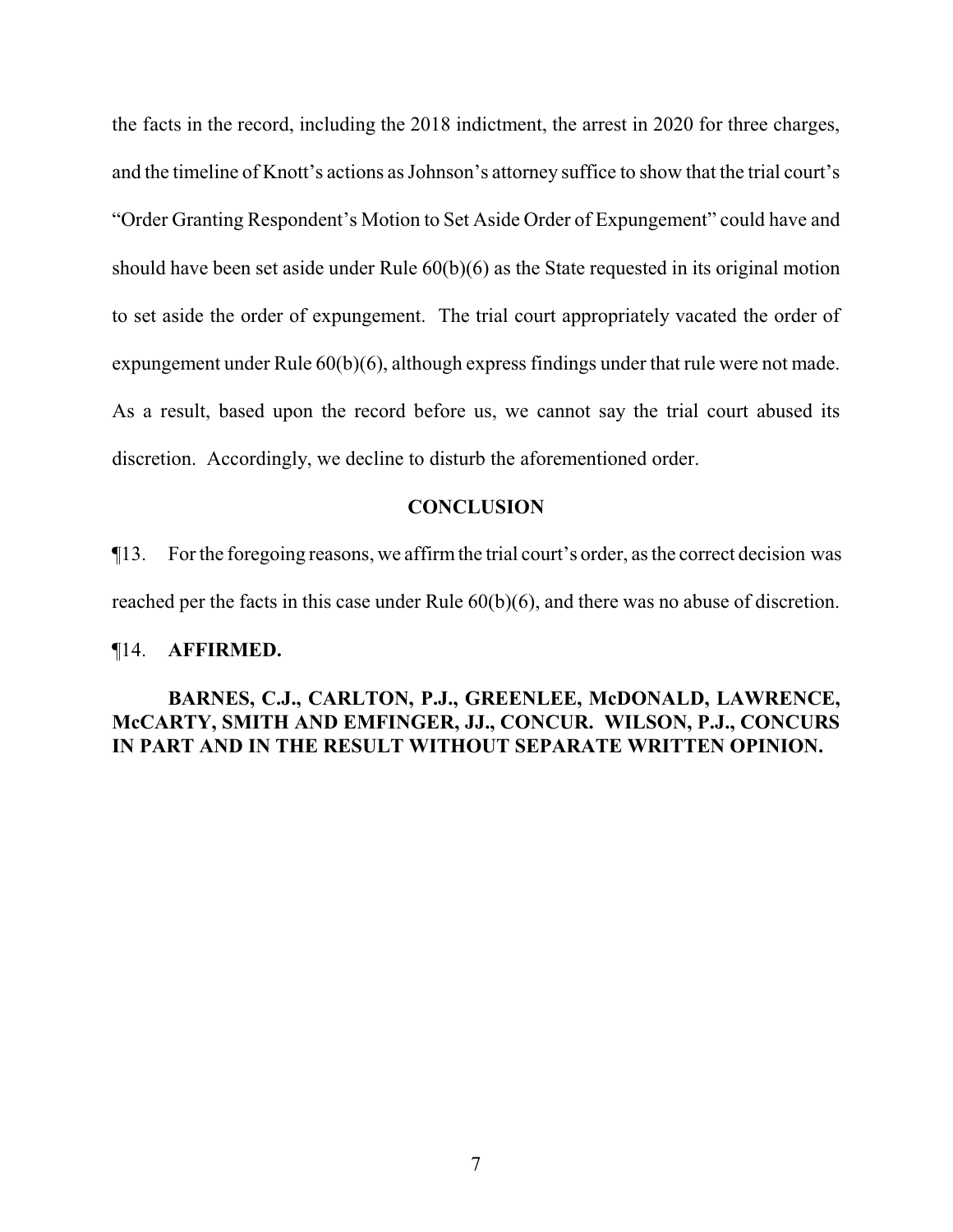the facts in the record, including the 2018 indictment, the arrest in 2020 for three charges, and the timeline of Knott's actions as Johnson's attorney suffice to show that the trial court's "Order Granting Respondent's Motion to Set Aside Order of Expungement" could have and should have been set aside under Rule 60(b)(6) as the State requested in its original motion to set aside the order of expungement. The trial court appropriately vacated the order of expungement under Rule 60(b)(6), although express findings under that rule were not made. As a result, based upon the record before us, we cannot say the trial court abused its discretion. Accordingly, we decline to disturb the aforementioned order.

## CONCLUSION

¶13. For the foregoing reasons, we affirm the trial court's order, as the correct decision was reached per the facts in this case under Rule 60(b)(6), and there was no abuse of discretion.

¶14. **AFFIRMED.**

**BARNES, C.J., CARLTON, P.J., GREENLEE, McDONALD, LAWRENCE, McCARTY, SMITH AND EMFINGER, JJ., CONCUR. WILSON, P.J., CONCURS IN PART AND IN THE RESULT WITHOUT SEPARATE WRITTEN OPINION.**